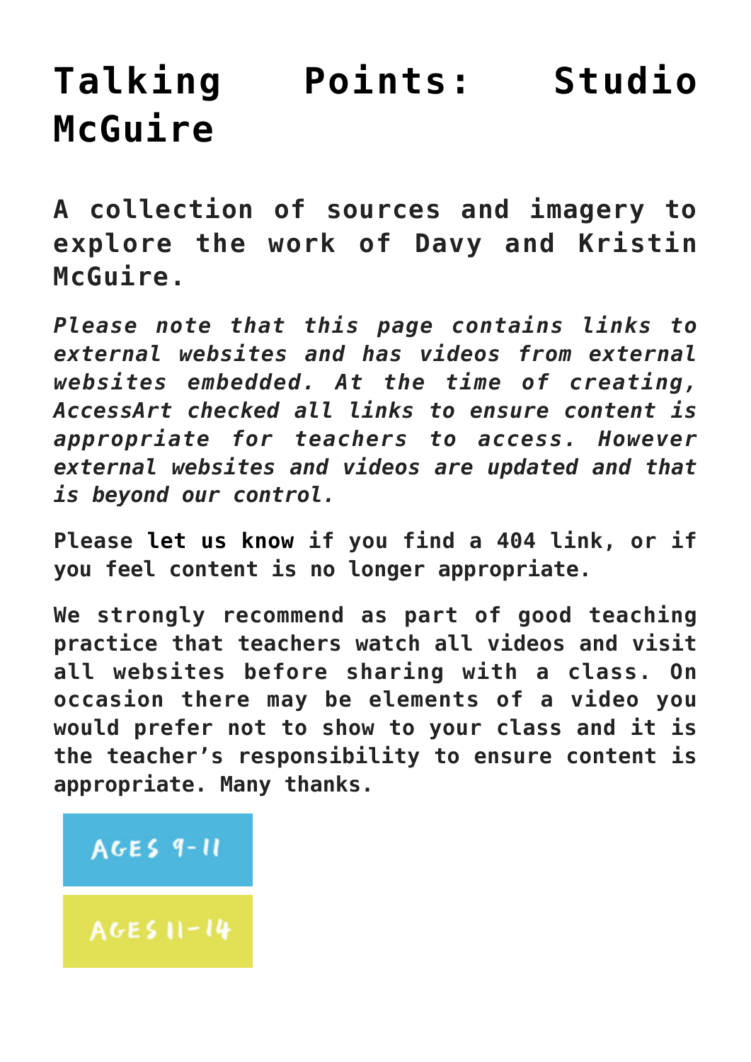# Talking Points: Studio McGuire

**A collection of sources and imagery to explore the work of Davy and Kristin McGuire.**

***Please note that this page contains links to external websites and has videos from external websites embedded. At the time of creating, AccessArt checked all links to ensure content is appropriate for teachers to access. However external websites and videos are updated and that is beyond our control.***

**Please let us know if you find a 404 link, or if you feel content is no longer appropriate.**

**We strongly recommend as part of good teaching practice that teachers watch all videos and visit all websites before sharing with a class. On occasion there may be elements of a video you would prefer not to show to your class and it is the teacher's responsibility to ensure content is appropriate. Many thanks.**

AGES 9-11

AGES 11-14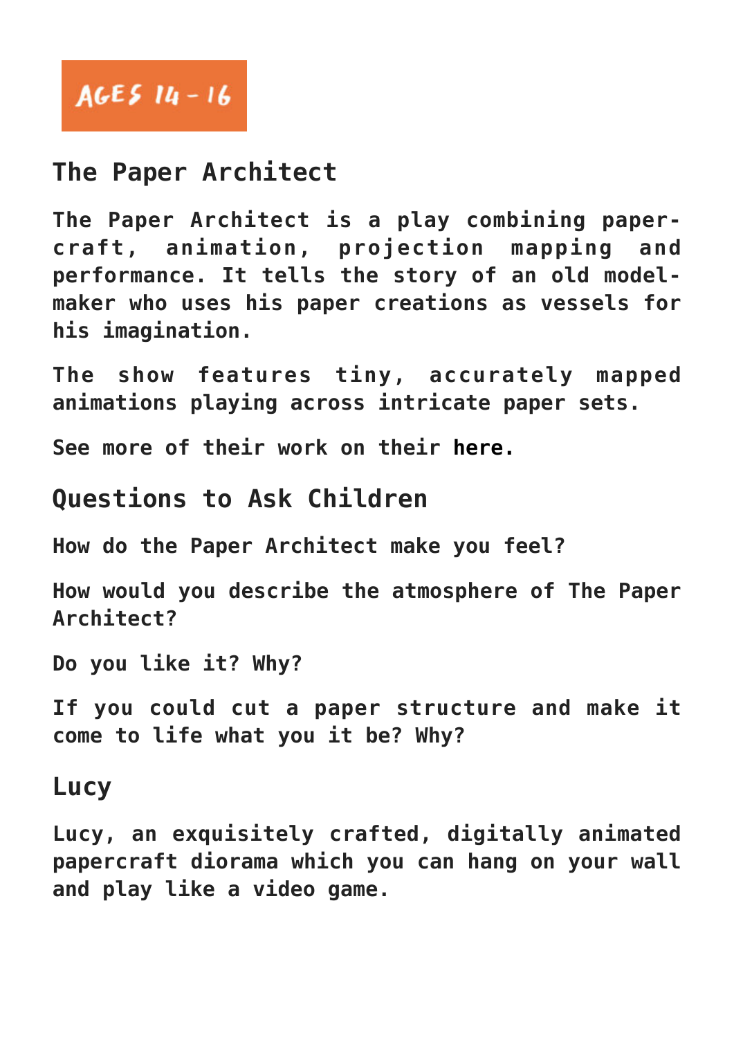AGES 14 - 16

## The Paper Architect

**The Paper Architect is a play combining paper-craft, animation, projection mapping and performance. It tells the story of an old model-maker who uses his paper creations as vessels for his imagination.**

**The show features tiny, accurately mapped animations playing across intricate paper sets.**

**See more of their work on their here.**

## Questions to Ask Children

**How do the Paper Architect make you feel?**

**How would you describe the atmosphere of The Paper Architect?**

**Do you like it? Why?**

**If you could cut a paper structure and make it come to life what you it be? Why?**

## Lucy

**Lucy, an exquisitely crafted, digitally animated papercraft diorama which you can hang on your wall and play like a video game.**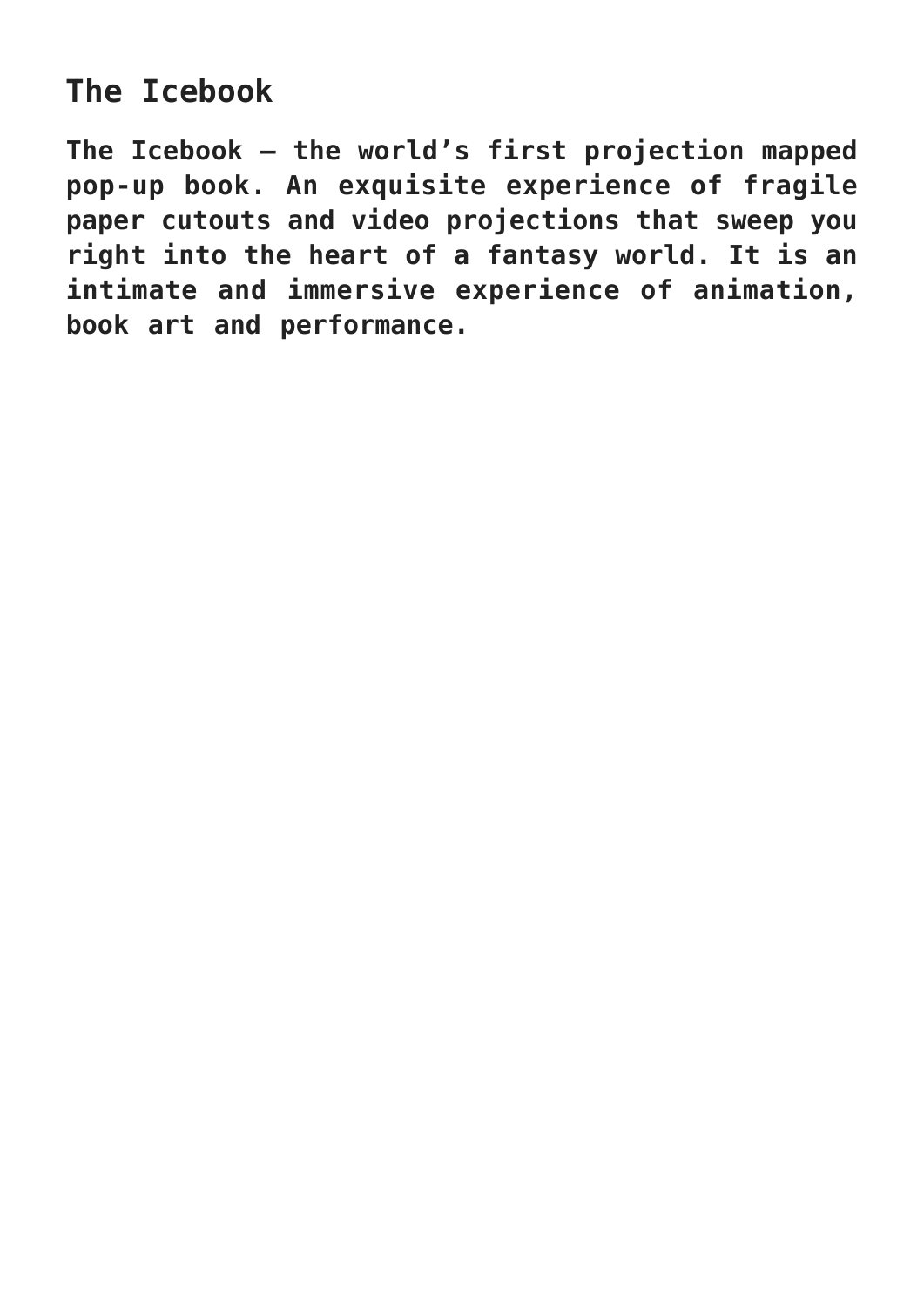## The Icebook

**The Icebook – the world's first projection mapped pop-up book. An exquisite experience of fragile paper cutouts and video projections that sweep you right into the heart of a fantasy world. It is an intimate and immersive experience of animation, book art and performance.**